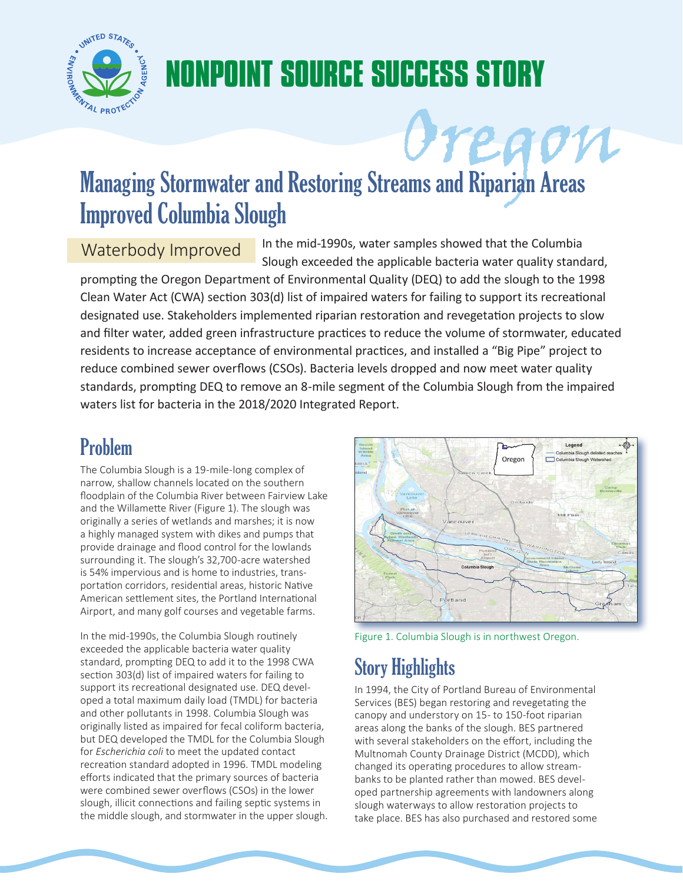# NONPOINT SOURCE SUCCESS STORY

Oregon

## Managing Stormwater and Restoring Streams and Riparian Areas Improved Columbia Slough

**Waterbody Improved** In the mid-1990s, water samples showed that the Columbia Slough exceeded the applicable bacteria water quality standard, prompting the Oregon Department of Environmental Quality (DEQ) to add the slough to the 1998 Clean Water Act (CWA) section 303(d) list of impaired waters for failing to support its recreational designated use. Stakeholders implemented riparian restoration and revegetation projects to slow and filter water, added green infrastructure practices to reduce the volume of stormwater, educated residents to increase acceptance of environmental practices, and installed a "Big Pipe" project to reduce combined sewer overflows (CSOs). Bacteria levels dropped and now meet water quality standards, prompting DEQ to remove an 8-mile segment of the Columbia Slough from the impaired waters list for bacteria in the 2018/2020 Integrated Report.

## Problem

The Columbia Slough is a 19-mile-long complex of narrow, shallow channels located on the southern floodplain of the Columbia River between Fairview Lake and the Willamette River (Figure 1). The slough was originally a series of wetlands and marshes; it is now a highly managed system with dikes and pumps that provide drainage and flood control for the lowlands surrounding it. The slough's 32,700-acre watershed is 54% impervious and is home to industries, transportation corridors, residential areas, historic Native American settlement sites, the Portland International Airport, and many golf courses and vegetable farms.

In the mid-1990s, the Columbia Slough routinely exceeded the applicable bacteria water quality standard, prompting DEQ to add it to the 1998 CWA section 303(d) list of impaired waters for failing to support its recreational designated use. DEQ developed a total maximum daily load (TMDL) for bacteria and other pollutants in 1998. Columbia Slough was originally listed as impaired for fecal coliform bacteria, but DEQ developed the TMDL for the Columbia Slough for *Escherichia coli* to meet the updated contact recreation standard adopted in 1996. TMDL modeling efforts indicated that the primary sources of bacteria were combined sewer overflows (CSOs) in the lower slough, illicit connections and failing septic systems in the middle slough, and stormwater in the upper slough.

Figure 1. Columbia Slough is in northwest Oregon.

## Story Highlights

In 1994, the City of Portland Bureau of Environmental Services (BES) began restoring and revegetating the canopy and understory on 15- to 150-foot riparian areas along the banks of the slough. BES partnered with several stakeholders on the effort, including the Multnomah County Drainage District (MCDD), which changed its operating procedures to allow streambanks to be planted rather than mowed. BES developed partnership agreements with landowners along slough waterways to allow restoration projects to take place. BES has also purchased and restored some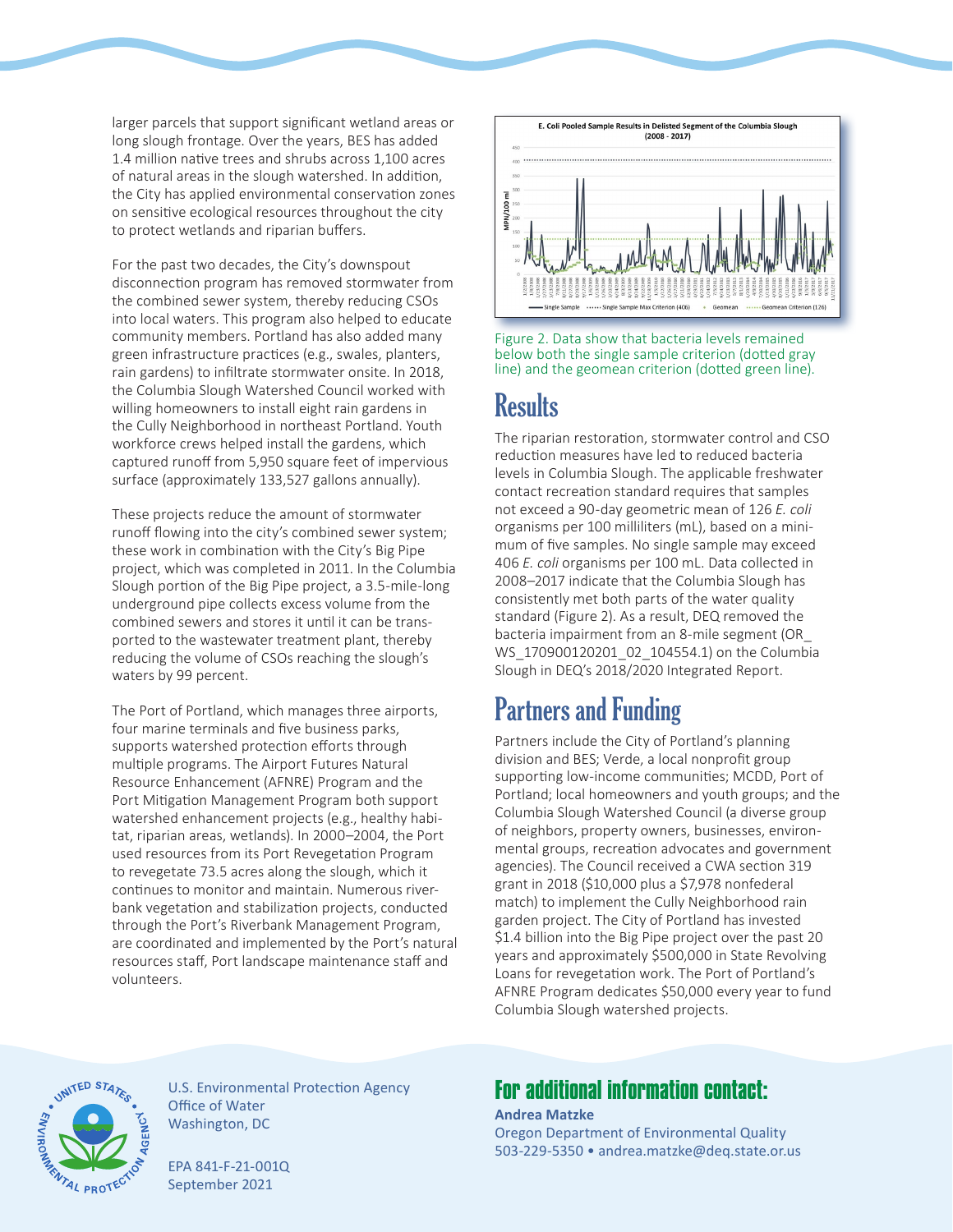larger parcels that support significant wetland areas or long slough frontage. Over the years, BES has added 1.4 million native trees and shrubs across 1,100 acres of natural areas in the slough watershed. In addition, the City has applied environmental conservation zones on sensitive ecological resources throughout the city to protect wetlands and riparian buffers.

For the past two decades, the City's downspout disconnection program has removed stormwater from the combined sewer system, thereby reducing CSOs into local waters. This program also helped to educate community members. Portland has also added many green infrastructure practices (e.g., swales, planters, rain gardens) to infiltrate stormwater onsite. In 2018, the Columbia Slough Watershed Council worked with willing homeowners to install eight rain gardens in the Cully Neighborhood in northeast Portland. Youth workforce crews helped install the gardens, which captured runoff from 5,950 square feet of impervious surface (approximately 133,527 gallons annually).

These projects reduce the amount of stormwater runoff flowing into the city's combined sewer system; these work in combination with the City's Big Pipe project, which was completed in 2011. In the Columbia Slough portion of the Big Pipe project, a 3.5-mile-long underground pipe collects excess volume from the combined sewers and stores it until it can be transported to the wastewater treatment plant, thereby reducing the volume of CSOs reaching the slough's waters by 99 percent.

The Port of Portland, which manages three airports, four marine terminals and five business parks, supports watershed protection efforts through multiple programs. The Airport Futures Natural Resource Enhancement (AFNRE) Program and the Port Mitigation Management Program both support watershed enhancement projects (e.g., healthy habitat, riparian areas, wetlands). In 2000–2004, the Port used resources from its Port Revegetation Program to revegetate 73.5 acres along the slough, which it continues to monitor and maintain. Numerous riverbank vegetation and stabilization projects, conducted through the Port's Riverbank Management Program, are coordinated and implemented by the Port's natural resources staff, Port landscape maintenance staff and volunteers.

E. Coli Pooled Sample Results in Delisted Segment of the Columbia Slough (2008 - 2017)

MPN/100 ml

Single Sample · Single Sample Max Criterion (406) · Geomean · Geomean Criterion (126)

Figure 2. Data show that bacteria levels remained below both the single sample criterion (dotted gray line) and the geomean criterion (dotted green line).

## Results

The riparian restoration, stormwater control and CSO reduction measures have led to reduced bacteria levels in Columbia Slough. The applicable freshwater contact recreation standard requires that samples not exceed a 90-day geometric mean of 126 *E. coli* organisms per 100 milliliters (mL), based on a minimum of five samples. No single sample may exceed 406 *E. coli* organisms per 100 mL. Data collected in 2008–2017 indicate that the Columbia Slough has consistently met both parts of the water quality standard (Figure 2). As a result, DEQ removed the bacteria impairment from an 8-mile segment (OR_WS_170900120201_02_104554.1) on the Columbia Slough in DEQ's 2018/2020 Integrated Report.

## Partners and Funding

Partners include the City of Portland's planning division and BES; Verde, a local nonprofit group supporting low-income communities; MCDD, Port of Portland; local homeowners and youth groups; and the Columbia Slough Watershed Council (a diverse group of neighbors, property owners, businesses, environmental groups, recreation advocates and government agencies). The Council received a CWA section 319 grant in 2018 ($10,000 plus a $7,978 nonfederal match) to implement the Cully Neighborhood rain garden project. The City of Portland has invested $1.4 billion into the Big Pipe project over the past 20 years and approximately $500,000 in State Revolving Loans for revegetation work. The Port of Portland's AFNRE Program dedicates $50,000 every year to fund Columbia Slough watershed projects.

U.S. Environmental Protection Agency
Office of Water
Washington, DC

EPA 841-F-21-001Q
September 2021

## For additional information contact:

**Andrea Matzke**
Oregon Department of Environmental Quality
503-229-5350 • andrea.matzke@deq.state.or.us